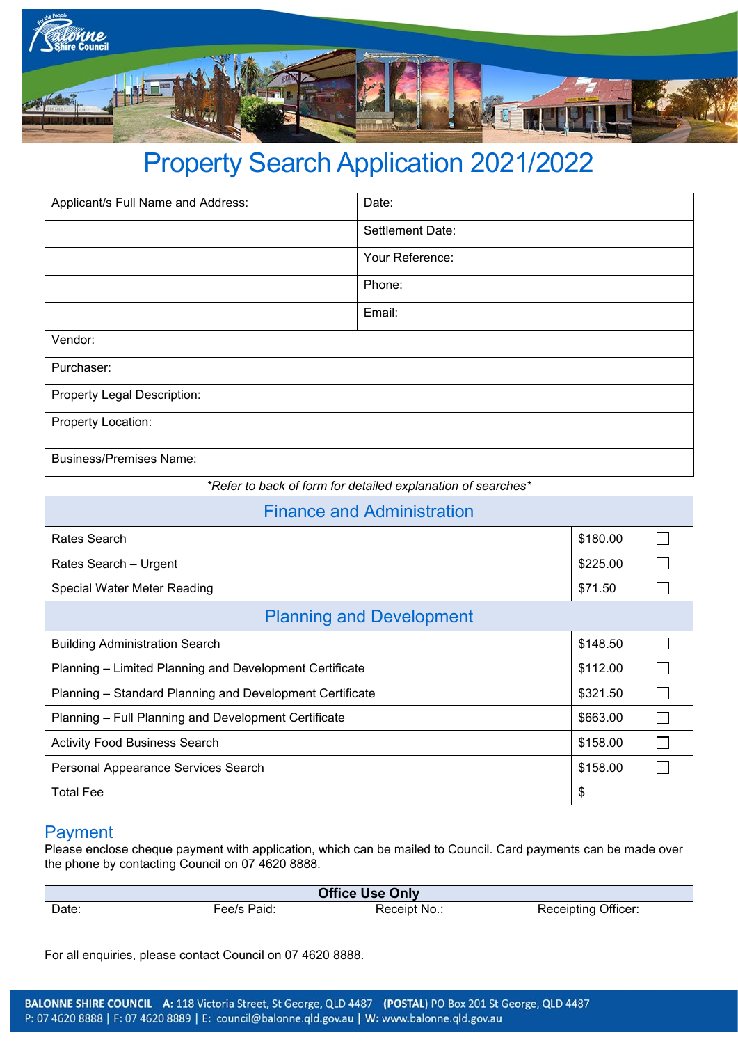# Property Search Application 2021/2022

| Applicant/s Full Name and Address: | Date: |
|---|---|
| | Settlement Date: |
| | Your Reference: |
| | Phone: |
| | Email: |

| |
|---|
| Vendor: |
| Purchaser: |
| Property Legal Description: |
| Property Location: |
| Business/Premises Name: |

*\*Refer to back of form for detailed explanation of searches\**

| Finance and Administration | | |
|---|---|---|
| Rates Search | $180.00 | ☐ |
| Rates Search – Urgent | $225.00 | ☐ |
| Special Water Meter Reading | $71.50 | ☐ |
| **Planning and Development** | | |
| Building Administration Search | $148.50 | ☐ |
| Planning – Limited Planning and Development Certificate | $112.00 | ☐ |
| Planning – Standard Planning and Development Certificate | $321.50 | ☐ |
| Planning – Full Planning and Development Certificate | $663.00 | ☐ |
| Activity Food Business Search | $158.00 | ☐ |
| Personal Appearance Services Search | $158.00 | ☐ |
| Total Fee | $ | |

## Payment

Please enclose cheque payment with application, which can be mailed to Council. Card payments can be made over the phone by contacting Council on 07 4620 8888.

| **Office Use Only** | | | |
|---|---|---|---|
| Date: | Fee/s Paid: | Receipt No.: | Receipting Officer: |

For all enquiries, please contact Council on 07 4620 8888.

**BALONNE SHIRE COUNCIL** A: 118 Victoria Street, St George, QLD 4487 **(POSTAL)** PO Box 201 St George, QLD 4487
P: 07 4620 8888 | F: 07 4620 8889 | E: council@balonne.qld.gov.au | W: www.balonne.qld.gov.au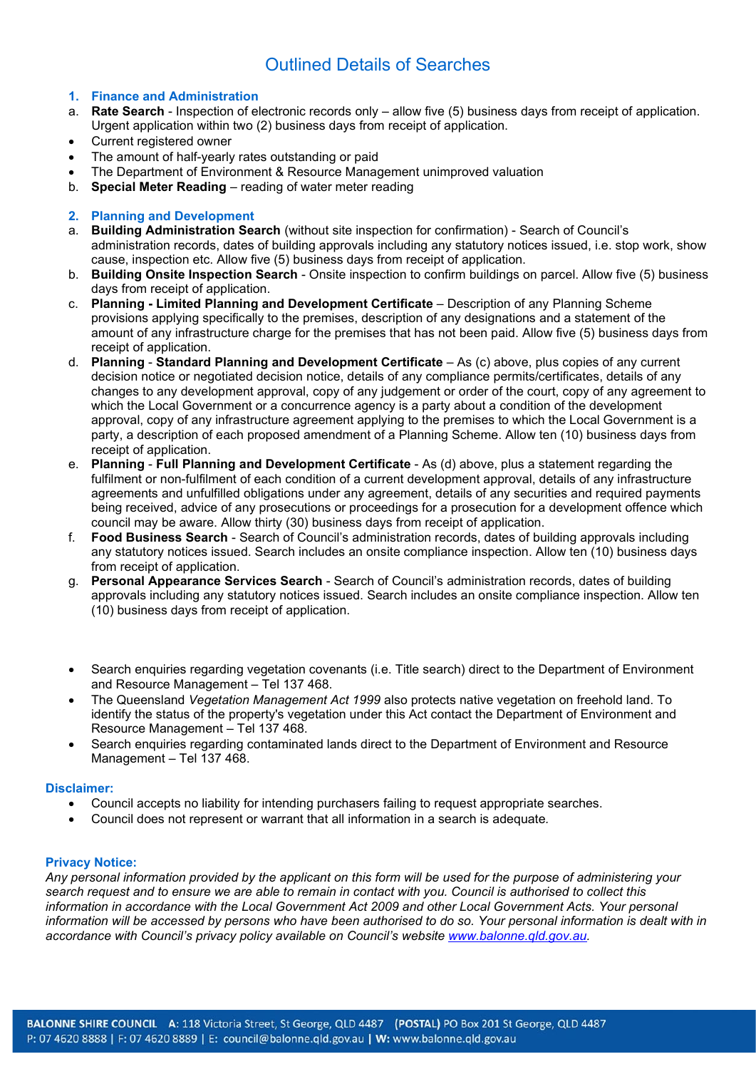# Outlined Details of Searches

## 1. Finance and Administration

a. **Rate Search** - Inspection of electronic records only – allow five (5) business days from receipt of application. Urgent application within two (2) business days from receipt of application.

- Current registered owner
- The amount of half-yearly rates outstanding or paid
- The Department of Environment & Resource Management unimproved valuation

b. **Special Meter Reading** – reading of water meter reading

## 2. Planning and Development

a. **Building Administration Search** (without site inspection for confirmation) - Search of Council's administration records, dates of building approvals including any statutory notices issued, i.e. stop work, show cause, inspection etc. Allow five (5) business days from receipt of application.

b. **Building Onsite Inspection Search** - Onsite inspection to confirm buildings on parcel. Allow five (5) business days from receipt of application.

c. **Planning - Limited Planning and Development Certificate** – Description of any Planning Scheme provisions applying specifically to the premises, description of any designations and a statement of the amount of any infrastructure charge for the premises that has not been paid. Allow five (5) business days from receipt of application.

d. **Planning** - **Standard Planning and Development Certificate** – As (c) above, plus copies of any current decision notice or negotiated decision notice, details of any compliance permits/certificates, details of any changes to any development approval, copy of any judgement or order of the court, copy of any agreement to which the Local Government or a concurrence agency is a party about a condition of the development approval, copy of any infrastructure agreement applying to the premises to which the Local Government is a party, a description of each proposed amendment of a Planning Scheme. Allow ten (10) business days from receipt of application.

e. **Planning** - **Full Planning and Development Certificate** - As (d) above, plus a statement regarding the fulfilment or non-fulfilment of each condition of a current development approval, details of any infrastructure agreements and unfulfilled obligations under any agreement, details of any securities and required payments being received, advice of any prosecutions or proceedings for a prosecution for a development offence which council may be aware. Allow thirty (30) business days from receipt of application.

f. **Food Business Search** - Search of Council's administration records, dates of building approvals including any statutory notices issued. Search includes an onsite compliance inspection. Allow ten (10) business days from receipt of application.

g. **Personal Appearance Services Search** - Search of Council's administration records, dates of building approvals including any statutory notices issued. Search includes an onsite compliance inspection. Allow ten (10) business days from receipt of application.

- Search enquiries regarding vegetation covenants (i.e. Title search) direct to the Department of Environment and Resource Management – Tel 137 468.
- The Queensland *Vegetation Management Act 1999* also protects native vegetation on freehold land. To identify the status of the property's vegetation under this Act contact the Department of Environment and Resource Management – Tel 137 468.
- Search enquiries regarding contaminated lands direct to the Department of Environment and Resource Management – Tel 137 468.

### Disclaimer:

- Council accepts no liability for intending purchasers failing to request appropriate searches.
- Council does not represent or warrant that all information in a search is adequate.

### Privacy Notice:

*Any personal information provided by the applicant on this form will be used for the purpose of administering your search request and to ensure we are able to remain in contact with you. Council is authorised to collect this information in accordance with the Local Government Act 2009 and other Local Government Acts. Your personal information will be accessed by persons who have been authorised to do so. Your personal information is dealt with in accordance with Council's privacy policy available on Council's website [www.balonne.qld.gov.au](http://www.balonne.qld.gov.au).*